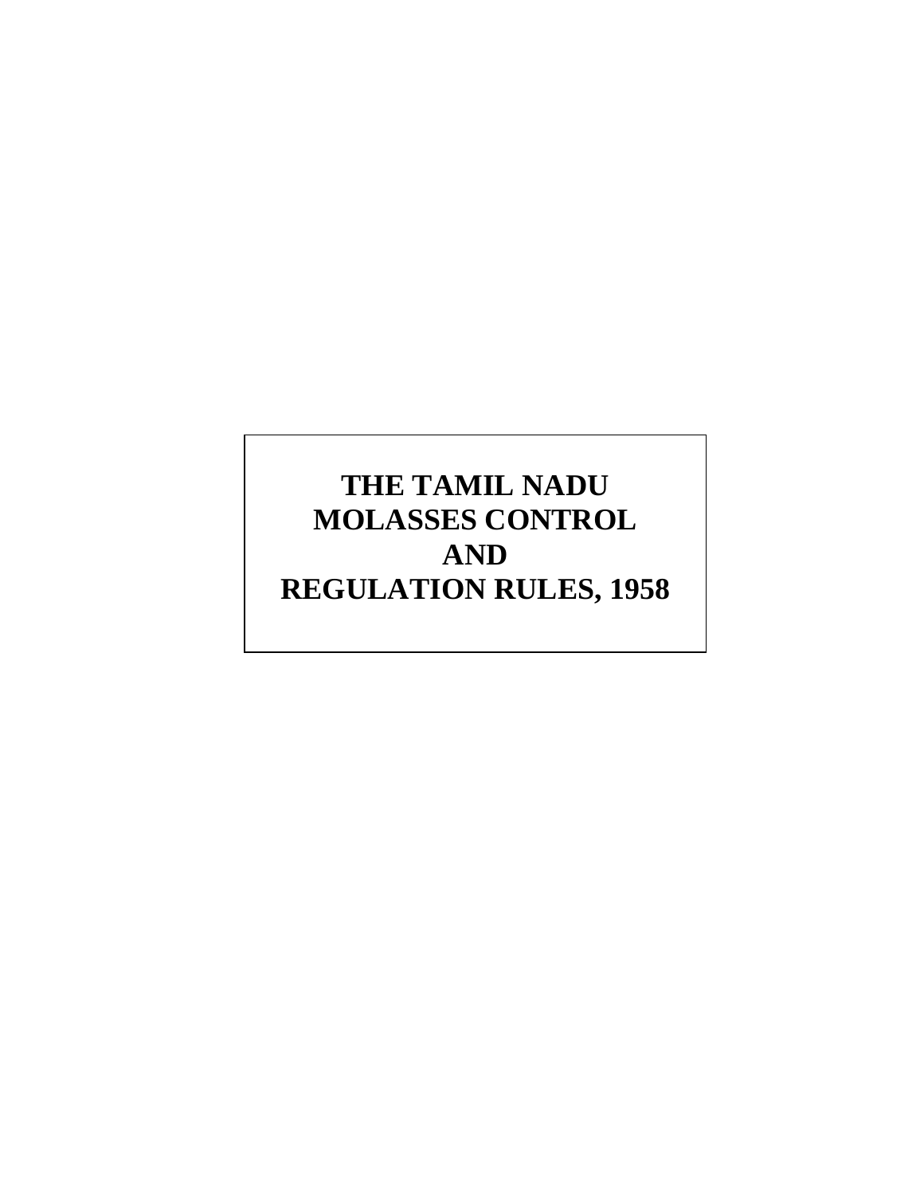# THE TAMIL NADU MOLASSES CONTROL AND REGULATION RULES, 1958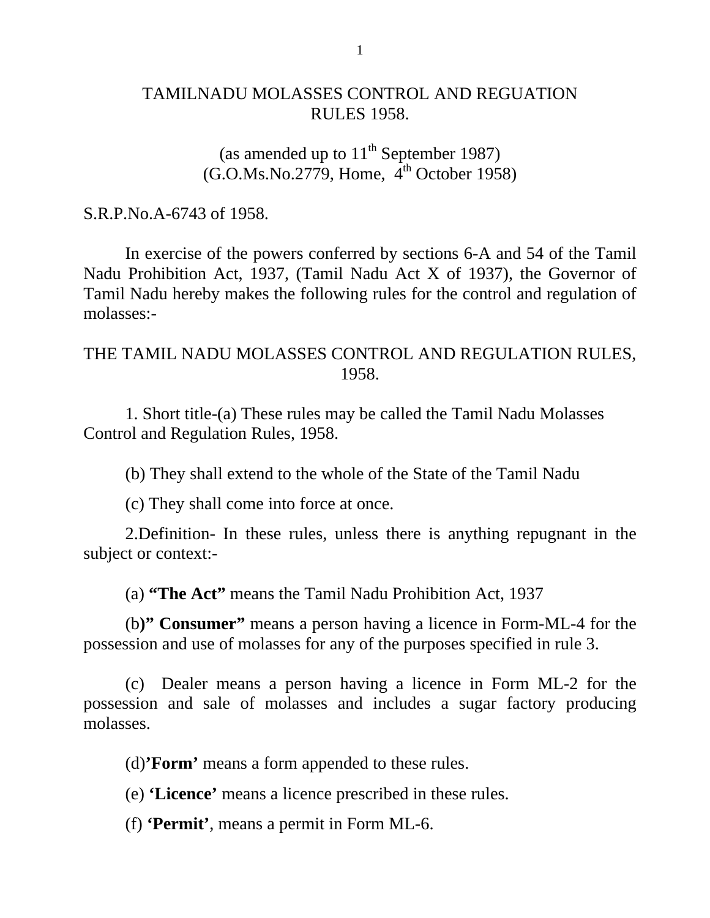# TAMILNADU MOLASSES CONTROL AND REGUATION RULES 1958.

(as amended up to 11th September 1987)
(G.O.Ms.No.2779, Home, 4th October 1958)

S.R.P.No.A-6743 of 1958.

In exercise of the powers conferred by sections 6-A and 54 of the Tamil Nadu Prohibition Act, 1937, (Tamil Nadu Act X of 1937), the Governor of Tamil Nadu hereby makes the following rules for the control and regulation of molasses:-

## THE TAMIL NADU MOLASSES CONTROL AND REGULATION RULES, 1958.

1. Short title-(a) These rules may be called the Tamil Nadu Molasses Control and Regulation Rules, 1958.

(b) They shall extend to the whole of the State of the Tamil Nadu

(c) They shall come into force at once.

2.Definition- In these rules, unless there is anything repugnant in the subject or context:-

(a) **"The Act"** means the Tamil Nadu Prohibition Act, 1937

(b**)" Consumer"** means a person having a licence in Form-ML-4 for the possession and use of molasses for any of the purposes specified in rule 3.

(c) Dealer means a person having a licence in Form ML-2 for the possession and sale of molasses and includes a sugar factory producing molasses.

(d)**'Form'** means a form appended to these rules.

(e) **'Licence'** means a licence prescribed in these rules.

(f) **'Permit'**, means a permit in Form ML-6.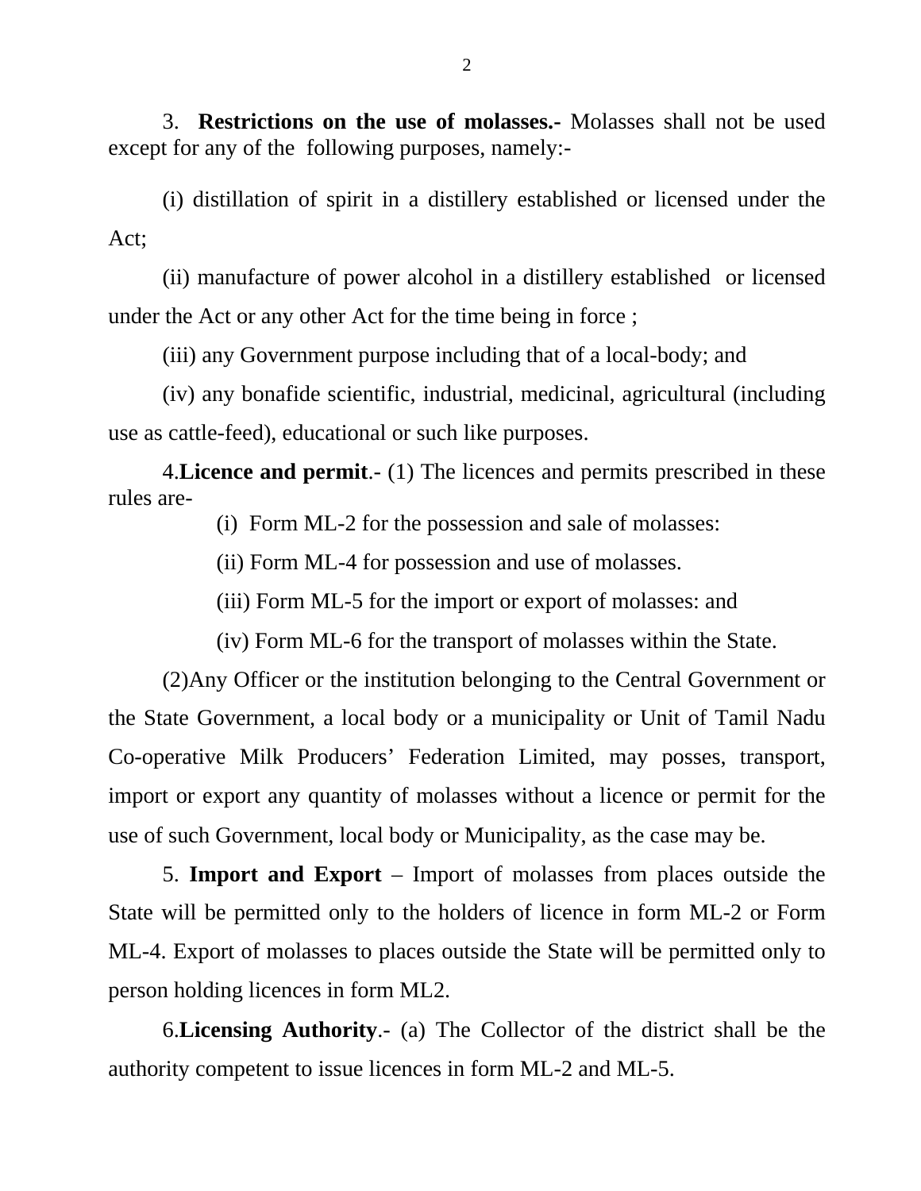3. **Restrictions on the use of molasses.-** Molasses shall not be used except for any of the following purposes, namely:-

(i) distillation of spirit in a distillery established or licensed under the Act;

(ii) manufacture of power alcohol in a distillery established or licensed under the Act or any other Act for the time being in force ;

(iii) any Government purpose including that of a local-body; and

(iv) any bonafide scientific, industrial, medicinal, agricultural (including use as cattle-feed), educational or such like purposes.

4.**Licence and permit**.- (1) The licences and permits prescribed in these rules are-

(i) Form ML-2 for the possession and sale of molasses:

(ii) Form ML-4 for possession and use of molasses.

(iii) Form ML-5 for the import or export of molasses: and

(iv) Form ML-6 for the transport of molasses within the State.

(2)Any Officer or the institution belonging to the Central Government or the State Government, a local body or a municipality or Unit of Tamil Nadu Co-operative Milk Producers' Federation Limited, may posses, transport, import or export any quantity of molasses without a licence or permit for the use of such Government, local body or Municipality, as the case may be.

5. **Import and Export** – Import of molasses from places outside the State will be permitted only to the holders of licence in form ML-2 or Form ML-4. Export of molasses to places outside the State will be permitted only to person holding licences in form ML2.

6.**Licensing Authority**.- (a) The Collector of the district shall be the authority competent to issue licences in form ML-2 and ML-5.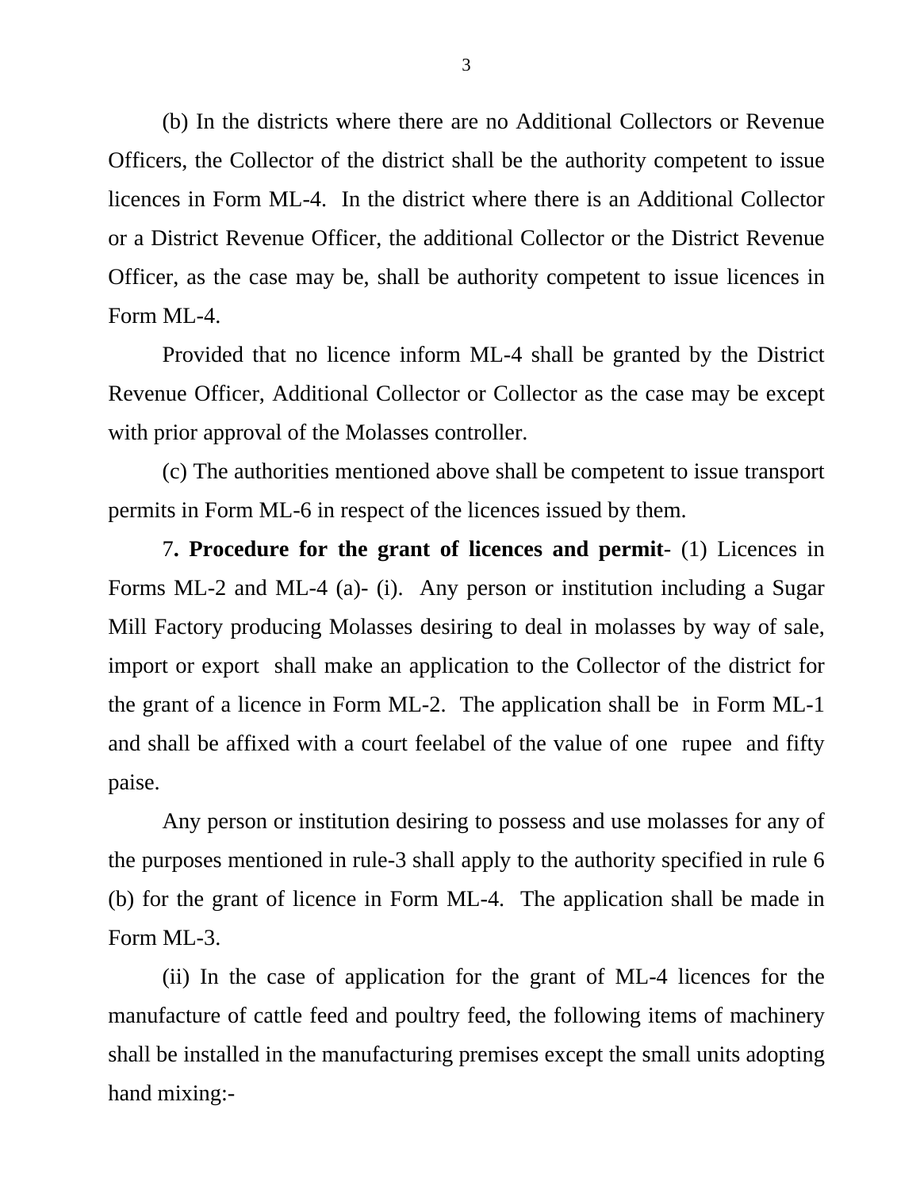(b) In the districts where there are no Additional Collectors or Revenue Officers, the Collector of the district shall be the authority competent to issue licences in Form ML-4. In the district where there is an Additional Collector or a District Revenue Officer, the additional Collector or the District Revenue Officer, as the case may be, shall be authority competent to issue licences in Form ML-4.

Provided that no licence inform ML-4 shall be granted by the District Revenue Officer, Additional Collector or Collector as the case may be except with prior approval of the Molasses controller.

(c) The authorities mentioned above shall be competent to issue transport permits in Form ML-6 in respect of the licences issued by them.

7**. Procedure for the grant of licences and permit**- (1) Licences in Forms ML-2 and ML-4 (a)- (i). Any person or institution including a Sugar Mill Factory producing Molasses desiring to deal in molasses by way of sale, import or export shall make an application to the Collector of the district for the grant of a licence in Form ML-2. The application shall be in Form ML-1 and shall be affixed with a court feelabel of the value of one rupee and fifty paise.

Any person or institution desiring to possess and use molasses for any of the purposes mentioned in rule-3 shall apply to the authority specified in rule 6 (b) for the grant of licence in Form ML-4. The application shall be made in Form ML-3.

(ii) In the case of application for the grant of ML-4 licences for the manufacture of cattle feed and poultry feed, the following items of machinery shall be installed in the manufacturing premises except the small units adopting hand mixing:-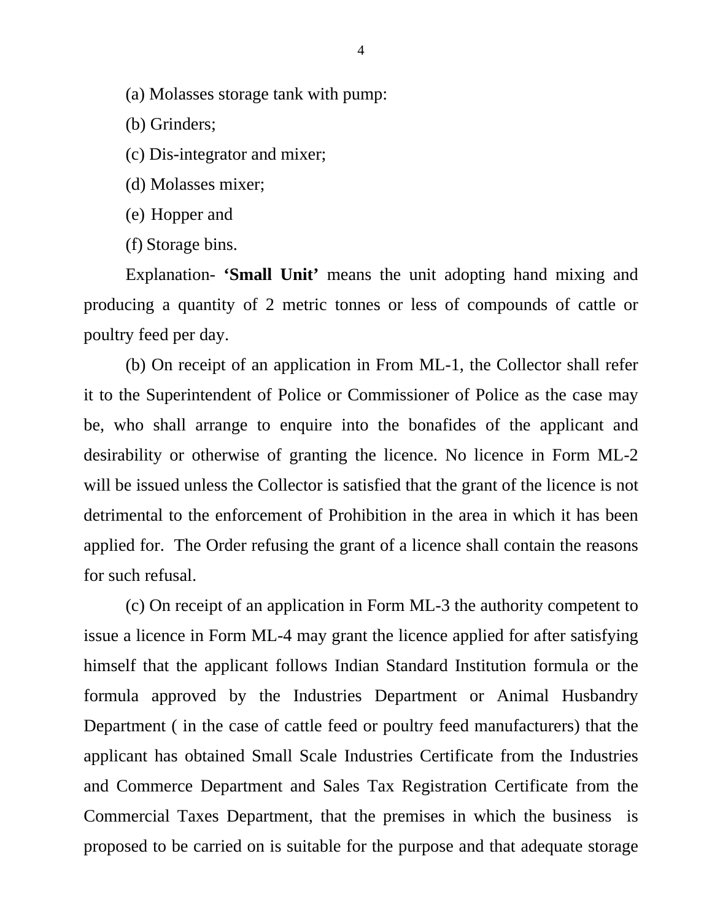(a) Molasses storage tank with pump:

(b) Grinders;

(c) Dis-integrator and mixer;

(d) Molasses mixer;

(e) Hopper and

(f) Storage bins.

Explanation- **'Small Unit'** means the unit adopting hand mixing and producing a quantity of 2 metric tonnes or less of compounds of cattle or poultry feed per day.

(b) On receipt of an application in From ML-1, the Collector shall refer it to the Superintendent of Police or Commissioner of Police as the case may be, who shall arrange to enquire into the bonafides of the applicant and desirability or otherwise of granting the licence. No licence in Form ML-2 will be issued unless the Collector is satisfied that the grant of the licence is not detrimental to the enforcement of Prohibition in the area in which it has been applied for. The Order refusing the grant of a licence shall contain the reasons for such refusal.

(c) On receipt of an application in Form ML-3 the authority competent to issue a licence in Form ML-4 may grant the licence applied for after satisfying himself that the applicant follows Indian Standard Institution formula or the formula approved by the Industries Department or Animal Husbandry Department ( in the case of cattle feed or poultry feed manufacturers) that the applicant has obtained Small Scale Industries Certificate from the Industries and Commerce Department and Sales Tax Registration Certificate from the Commercial Taxes Department, that the premises in which the business is proposed to be carried on is suitable for the purpose and that adequate storage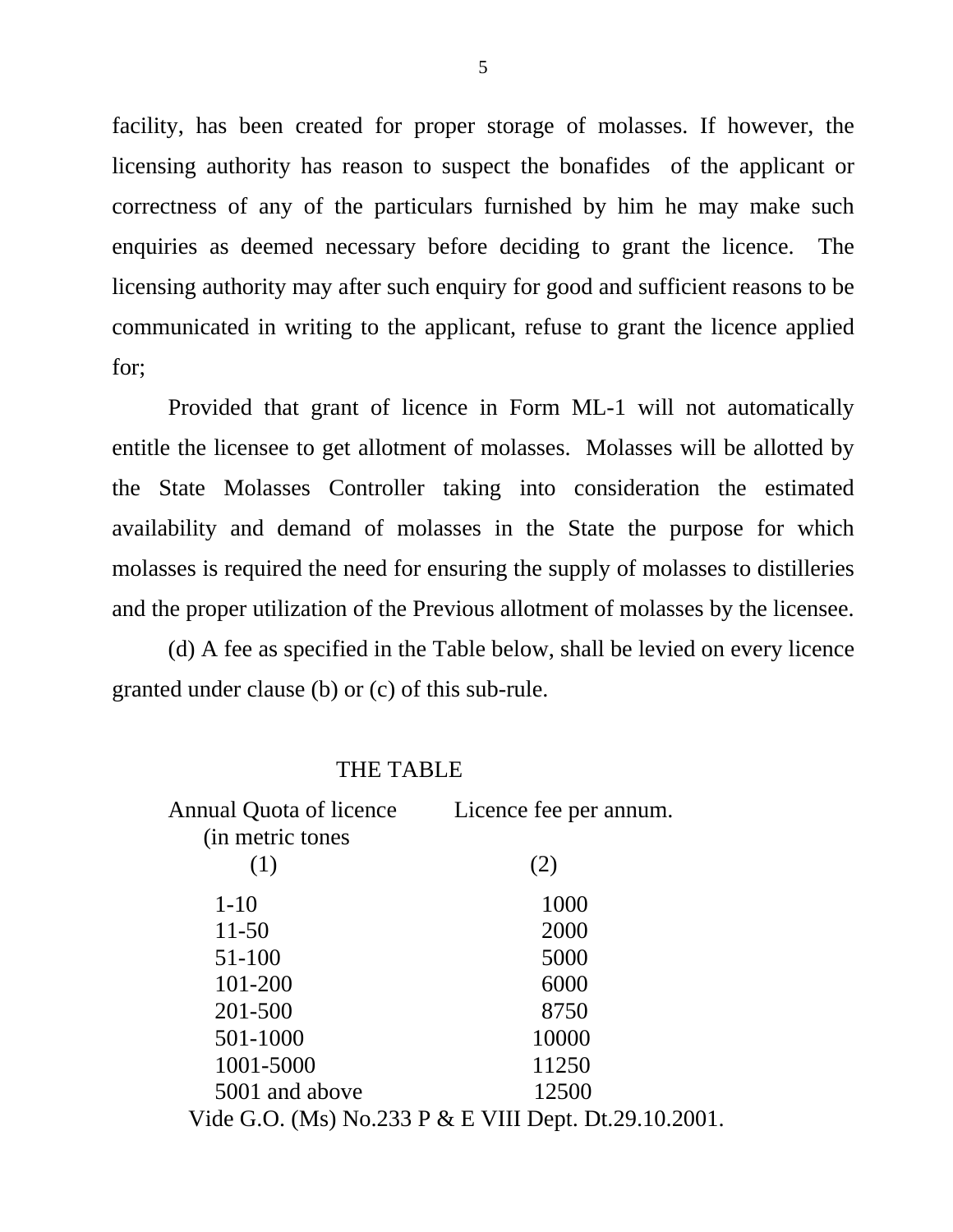facility, has been created for proper storage of molasses. If however, the licensing authority has reason to suspect the bonafides of the applicant or correctness of any of the particulars furnished by him he may make such enquiries as deemed necessary before deciding to grant the licence. The licensing authority may after such enquiry for good and sufficient reasons to be communicated in writing to the applicant, refuse to grant the licence applied for;

Provided that grant of licence in Form ML-1 will not automatically entitle the licensee to get allotment of molasses. Molasses will be allotted by the State Molasses Controller taking into consideration the estimated availability and demand of molasses in the State the purpose for which molasses is required the need for ensuring the supply of molasses to distilleries and the proper utilization of the Previous allotment of molasses by the licensee.

(d) A fee as specified in the Table below, shall be levied on every licence granted under clause (b) or (c) of this sub-rule.

THE TABLE

| Annual Quota of licence (in metric tones | Licence fee per annum. |
|---|---|
| (1) | (2) |
| 1-10 | 1000 |
| 11-50 | 2000 |
| 51-100 | 5000 |
| 101-200 | 6000 |
| 201-500 | 8750 |
| 501-1000 | 10000 |
| 1001-5000 | 11250 |
| 5001 and above | 12500 |

Vide G.O. (Ms) No.233 P & E VIII Dept. Dt.29.10.2001.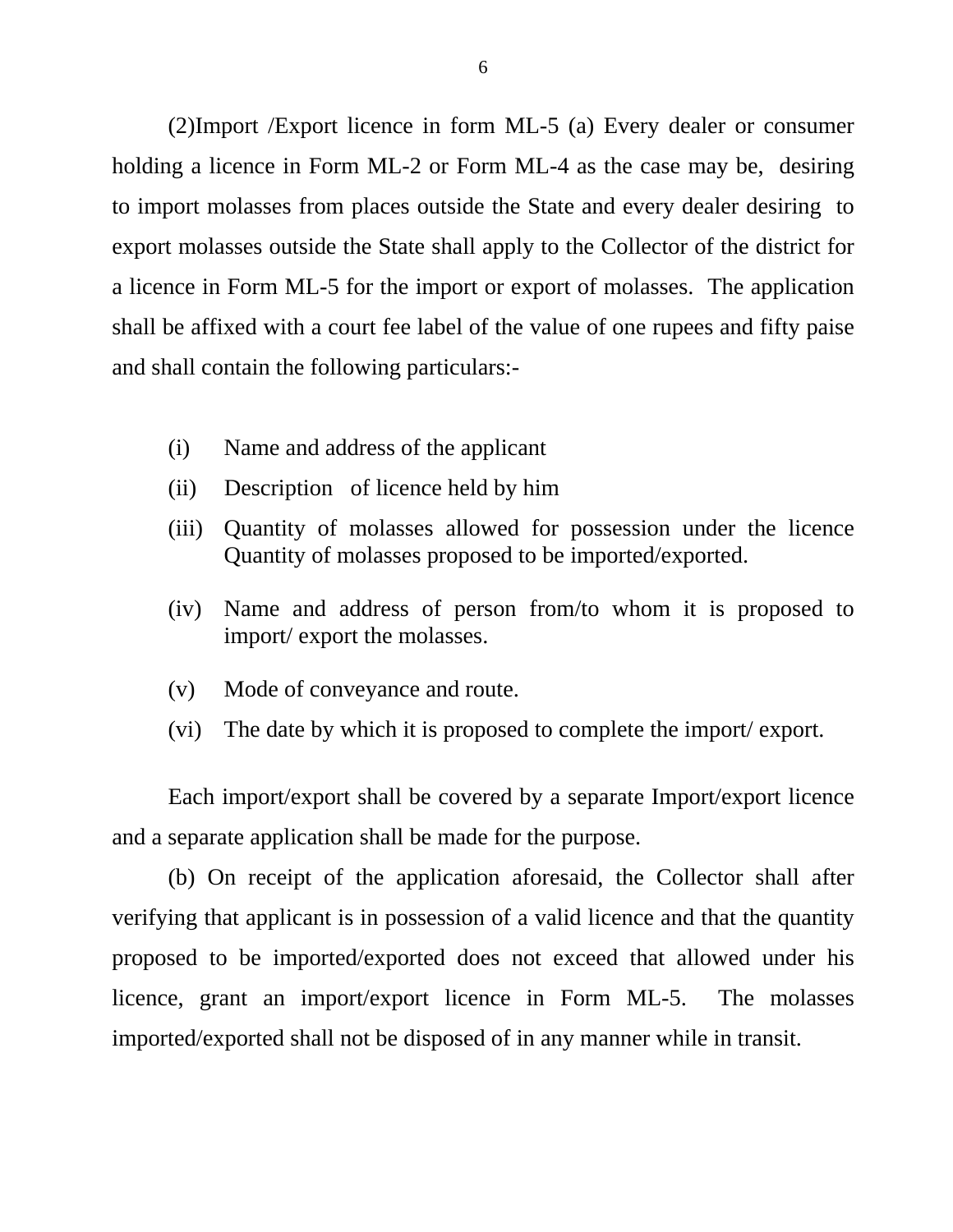(2)Import /Export licence in form ML-5 (a) Every dealer or consumer holding a licence in Form ML-2 or Form ML-4 as the case may be, desiring to import molasses from places outside the State and every dealer desiring to export molasses outside the State shall apply to the Collector of the district for a licence in Form ML-5 for the import or export of molasses. The application shall be affixed with a court fee label of the value of one rupees and fifty paise and shall contain the following particulars:-

- (i) Name and address of the applicant
- (ii) Description of licence held by him
- (iii) Quantity of molasses allowed for possession under the licence Quantity of molasses proposed to be imported/exported.
- (iv) Name and address of person from/to whom it is proposed to import/ export the molasses.
- (v) Mode of conveyance and route.
- (vi) The date by which it is proposed to complete the import/ export.

Each import/export shall be covered by a separate Import/export licence and a separate application shall be made for the purpose.

(b) On receipt of the application aforesaid, the Collector shall after verifying that applicant is in possession of a valid licence and that the quantity proposed to be imported/exported does not exceed that allowed under his licence, grant an import/export licence in Form ML-5. The molasses imported/exported shall not be disposed of in any manner while in transit.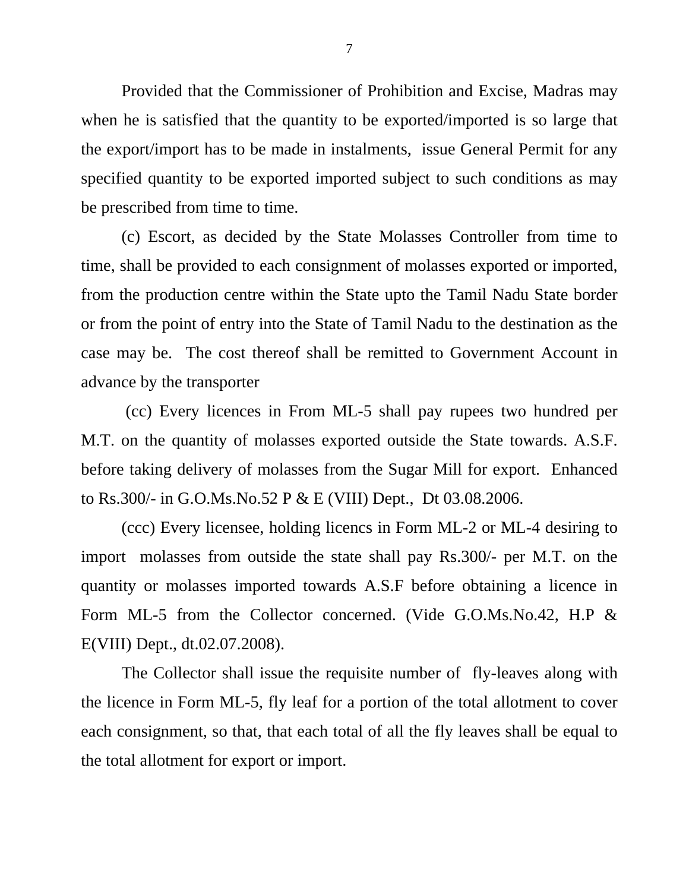Provided that the Commissioner of Prohibition and Excise, Madras may when he is satisfied that the quantity to be exported/imported is so large that the export/import has to be made in instalments, issue General Permit for any specified quantity to be exported imported subject to such conditions as may be prescribed from time to time.

(c) Escort, as decided by the State Molasses Controller from time to time, shall be provided to each consignment of molasses exported or imported, from the production centre within the State upto the Tamil Nadu State border or from the point of entry into the State of Tamil Nadu to the destination as the case may be. The cost thereof shall be remitted to Government Account in advance by the transporter

(cc) Every licences in From ML-5 shall pay rupees two hundred per M.T. on the quantity of molasses exported outside the State towards. A.S.F. before taking delivery of molasses from the Sugar Mill for export. Enhanced to Rs.300/- in G.O.Ms.No.52 P & E (VIII) Dept., Dt 03.08.2006.

(ccc) Every licensee, holding licencs in Form ML-2 or ML-4 desiring to import molasses from outside the state shall pay Rs.300/- per M.T. on the quantity or molasses imported towards A.S.F before obtaining a licence in Form ML-5 from the Collector concerned. (Vide G.O.Ms.No.42, H.P & E(VIII) Dept., dt.02.07.2008).

The Collector shall issue the requisite number of fly-leaves along with the licence in Form ML-5, fly leaf for a portion of the total allotment to cover each consignment, so that, that each total of all the fly leaves shall be equal to the total allotment for export or import.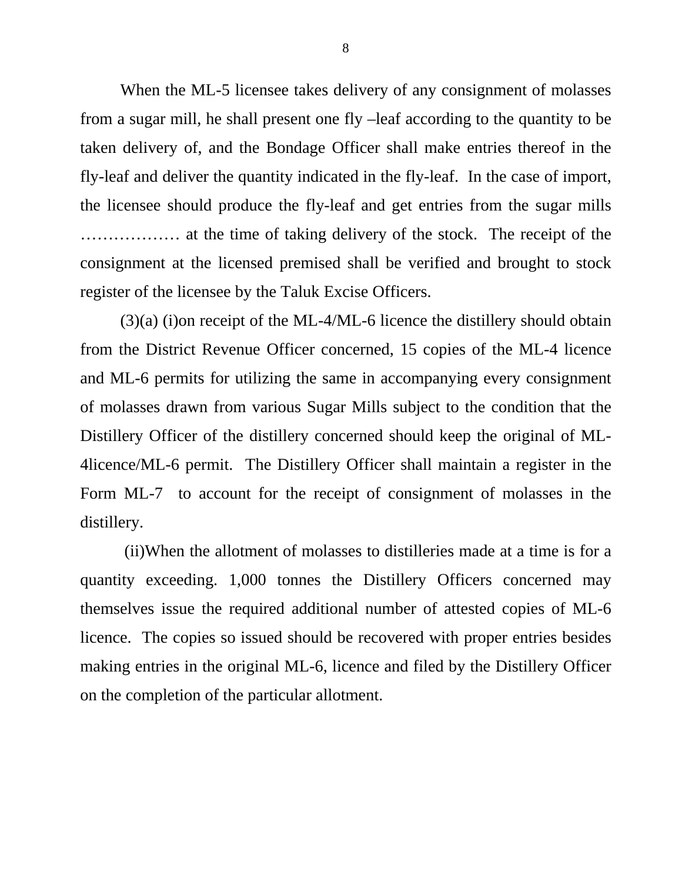When the ML-5 licensee takes delivery of any consignment of molasses from a sugar mill, he shall present one fly –leaf according to the quantity to be taken delivery of, and the Bondage Officer shall make entries thereof in the fly-leaf and deliver the quantity indicated in the fly-leaf. In the case of import, the licensee should produce the fly-leaf and get entries from the sugar mills ……………… at the time of taking delivery of the stock. The receipt of the consignment at the licensed premised shall be verified and brought to stock register of the licensee by the Taluk Excise Officers.

(3)(a) (i)on receipt of the ML-4/ML-6 licence the distillery should obtain from the District Revenue Officer concerned, 15 copies of the ML-4 licence and ML-6 permits for utilizing the same in accompanying every consignment of molasses drawn from various Sugar Mills subject to the condition that the Distillery Officer of the distillery concerned should keep the original of ML-4licence/ML-6 permit. The Distillery Officer shall maintain a register in the Form ML-7 to account for the receipt of consignment of molasses in the distillery.

(ii)When the allotment of molasses to distilleries made at a time is for a quantity exceeding. 1,000 tonnes the Distillery Officers concerned may themselves issue the required additional number of attested copies of ML-6 licence. The copies so issued should be recovered with proper entries besides making entries in the original ML-6, licence and filed by the Distillery Officer on the completion of the particular allotment.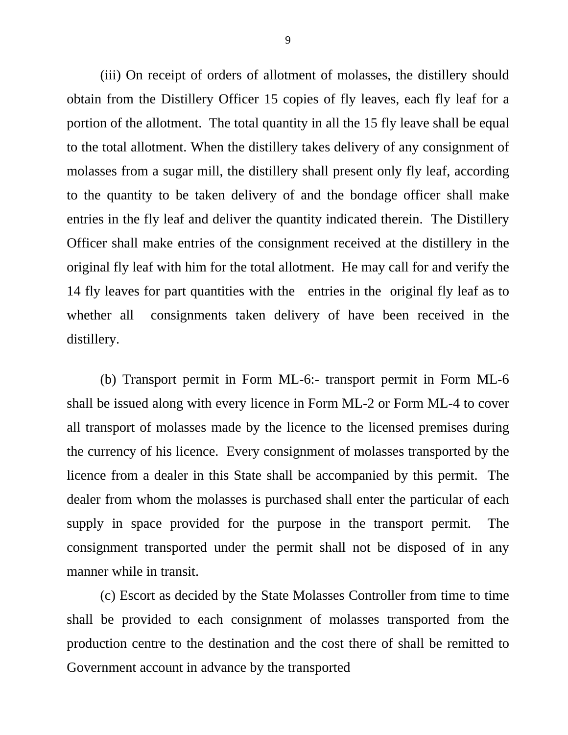(iii) On receipt of orders of allotment of molasses, the distillery should obtain from the Distillery Officer 15 copies of fly leaves, each fly leaf for a portion of the allotment. The total quantity in all the 15 fly leave shall be equal to the total allotment. When the distillery takes delivery of any consignment of molasses from a sugar mill, the distillery shall present only fly leaf, according to the quantity to be taken delivery of and the bondage officer shall make entries in the fly leaf and deliver the quantity indicated therein. The Distillery Officer shall make entries of the consignment received at the distillery in the original fly leaf with him for the total allotment. He may call for and verify the 14 fly leaves for part quantities with the entries in the original fly leaf as to whether all consignments taken delivery of have been received in the distillery.

(b) Transport permit in Form ML-6:- transport permit in Form ML-6 shall be issued along with every licence in Form ML-2 or Form ML-4 to cover all transport of molasses made by the licence to the licensed premises during the currency of his licence. Every consignment of molasses transported by the licence from a dealer in this State shall be accompanied by this permit. The dealer from whom the molasses is purchased shall enter the particular of each supply in space provided for the purpose in the transport permit. The consignment transported under the permit shall not be disposed of in any manner while in transit.

(c) Escort as decided by the State Molasses Controller from time to time shall be provided to each consignment of molasses transported from the production centre to the destination and the cost there of shall be remitted to Government account in advance by the transported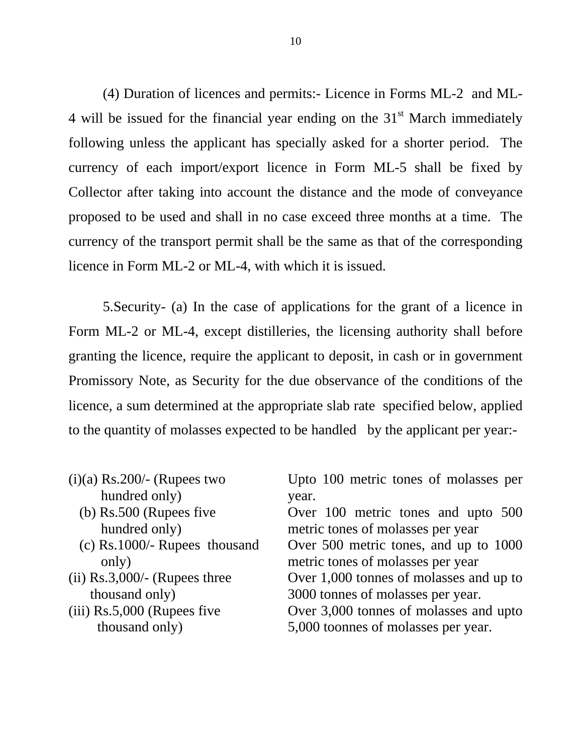(4) Duration of licences and permits:- Licence in Forms ML-2 and ML-4 will be issued for the financial year ending on the 31st March immediately following unless the applicant has specially asked for a shorter period. The currency of each import/export licence in Form ML-5 shall be fixed by Collector after taking into account the distance and the mode of conveyance proposed to be used and shall in no case exceed three months at a time. The currency of the transport permit shall be the same as that of the corresponding licence in Form ML-2 or ML-4, with which it is issued.

5.Security- (a) In the case of applications for the grant of a licence in Form ML-2 or ML-4, except distilleries, the licensing authority shall before granting the licence, require the applicant to deposit, in cash or in government Promissory Note, as Security for the due observance of the conditions of the licence, a sum determined at the appropriate slab rate specified below, applied to the quantity of molasses expected to be handled by the applicant per year:-

| | |
|---|---|
| (i)(a) Rs.200/- (Rupees two hundred only) | Upto 100 metric tones of molasses per year. |
| (b) Rs.500 (Rupees five hundred only) | Over 100 metric tones and upto 500 metric tones of molasses per year |
| (c) Rs.1000/- Rupees thousand only) | Over 500 metric tones, and up to 1000 metric tones of molasses per year |
| (ii) Rs.3,000/- (Rupees three thousand only) | Over 1,000 tonnes of molasses and up to 3000 tonnes of molasses per year. |
| (iii) Rs.5,000 (Rupees five thousand only) | Over 3,000 tonnes of molasses and upto 5,000 toonnes of molasses per year. |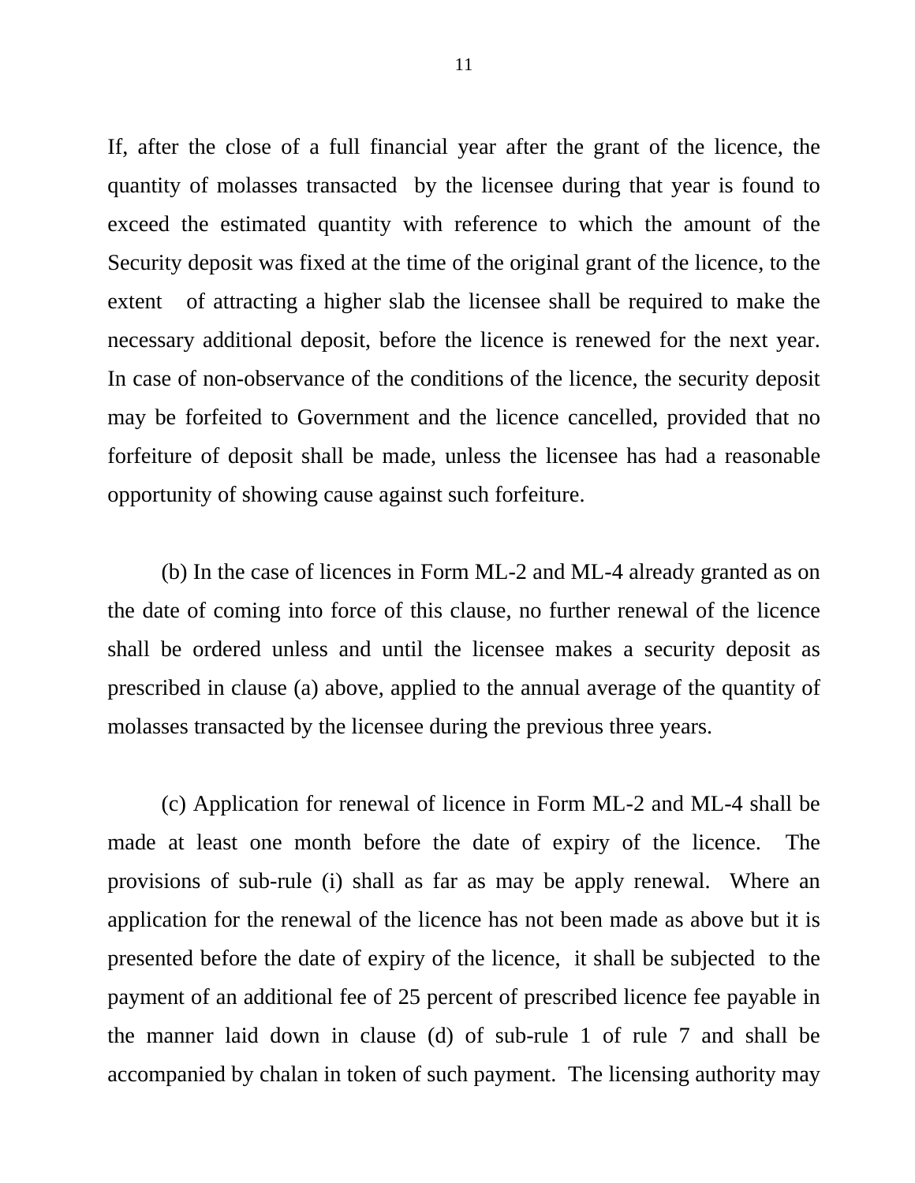If, after the close of a full financial year after the grant of the licence, the quantity of molasses transacted by the licensee during that year is found to exceed the estimated quantity with reference to which the amount of the Security deposit was fixed at the time of the original grant of the licence, to the extent of attracting a higher slab the licensee shall be required to make the necessary additional deposit, before the licence is renewed for the next year. In case of non-observance of the conditions of the licence, the security deposit may be forfeited to Government and the licence cancelled, provided that no forfeiture of deposit shall be made, unless the licensee has had a reasonable opportunity of showing cause against such forfeiture.

(b) In the case of licences in Form ML-2 and ML-4 already granted as on the date of coming into force of this clause, no further renewal of the licence shall be ordered unless and until the licensee makes a security deposit as prescribed in clause (a) above, applied to the annual average of the quantity of molasses transacted by the licensee during the previous three years.

(c) Application for renewal of licence in Form ML-2 and ML-4 shall be made at least one month before the date of expiry of the licence. The provisions of sub-rule (i) shall as far as may be apply renewal. Where an application for the renewal of the licence has not been made as above but it is presented before the date of expiry of the licence, it shall be subjected to the payment of an additional fee of 25 percent of prescribed licence fee payable in the manner laid down in clause (d) of sub-rule 1 of rule 7 and shall be accompanied by chalan in token of such payment. The licensing authority may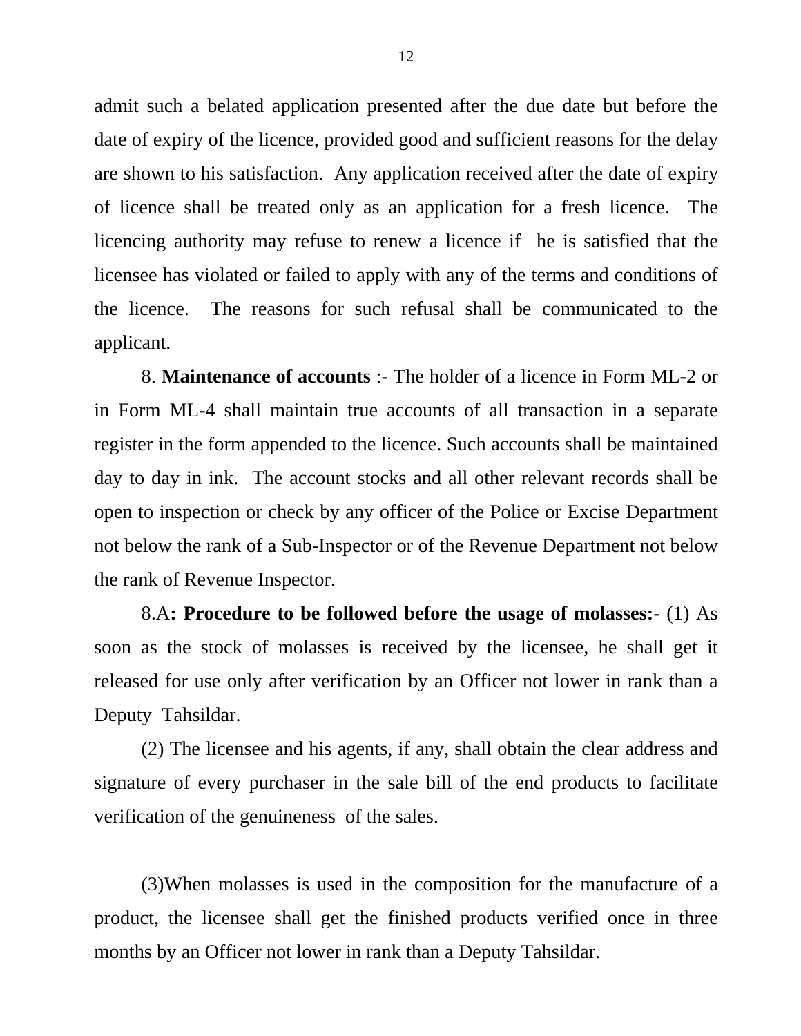admit such a belated application presented after the due date but before the date of expiry of the licence, provided good and sufficient reasons for the delay are shown to his satisfaction. Any application received after the date of expiry of licence shall be treated only as an application for a fresh licence. The licencing authority may refuse to renew a licence if he is satisfied that the licensee has violated or failed to apply with any of the terms and conditions of the licence. The reasons for such refusal shall be communicated to the applicant.

8. **Maintenance of accounts** :- The holder of a licence in Form ML-2 or in Form ML-4 shall maintain true accounts of all transaction in a separate register in the form appended to the licence. Such accounts shall be maintained day to day in ink. The account stocks and all other relevant records shall be open to inspection or check by any officer of the Police or Excise Department not below the rank of a Sub-Inspector or of the Revenue Department not below the rank of Revenue Inspector.

8.A**: Procedure to be followed before the usage of molasses:**- (1) As soon as the stock of molasses is received by the licensee, he shall get it released for use only after verification by an Officer not lower in rank than a Deputy Tahsildar.

(2) The licensee and his agents, if any, shall obtain the clear address and signature of every purchaser in the sale bill of the end products to facilitate verification of the genuineness of the sales.

(3)When molasses is used in the composition for the manufacture of a product, the licensee shall get the finished products verified once in three months by an Officer not lower in rank than a Deputy Tahsildar.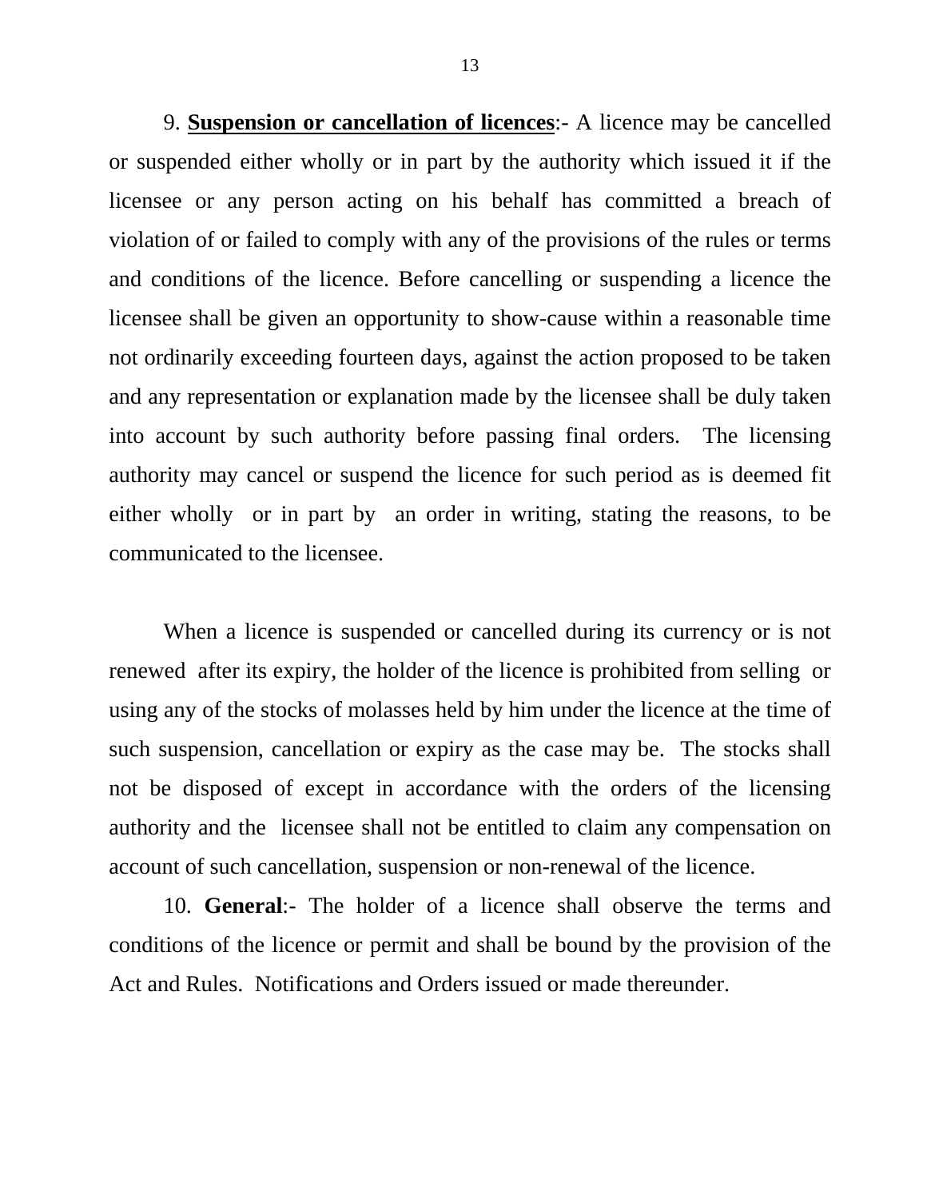9. **Suspension or cancellation of licences**:- A licence may be cancelled or suspended either wholly or in part by the authority which issued it if the licensee or any person acting on his behalf has committed a breach of violation of or failed to comply with any of the provisions of the rules or terms and conditions of the licence. Before cancelling or suspending a licence the licensee shall be given an opportunity to show-cause within a reasonable time not ordinarily exceeding fourteen days, against the action proposed to be taken and any representation or explanation made by the licensee shall be duly taken into account by such authority before passing final orders. The licensing authority may cancel or suspend the licence for such period as is deemed fit either wholly or in part by an order in writing, stating the reasons, to be communicated to the licensee.

When a licence is suspended or cancelled during its currency or is not renewed after its expiry, the holder of the licence is prohibited from selling or using any of the stocks of molasses held by him under the licence at the time of such suspension, cancellation or expiry as the case may be. The stocks shall not be disposed of except in accordance with the orders of the licensing authority and the licensee shall not be entitled to claim any compensation on account of such cancellation, suspension or non-renewal of the licence.

10. **General**:- The holder of a licence shall observe the terms and conditions of the licence or permit and shall be bound by the provision of the Act and Rules. Notifications and Orders issued or made thereunder.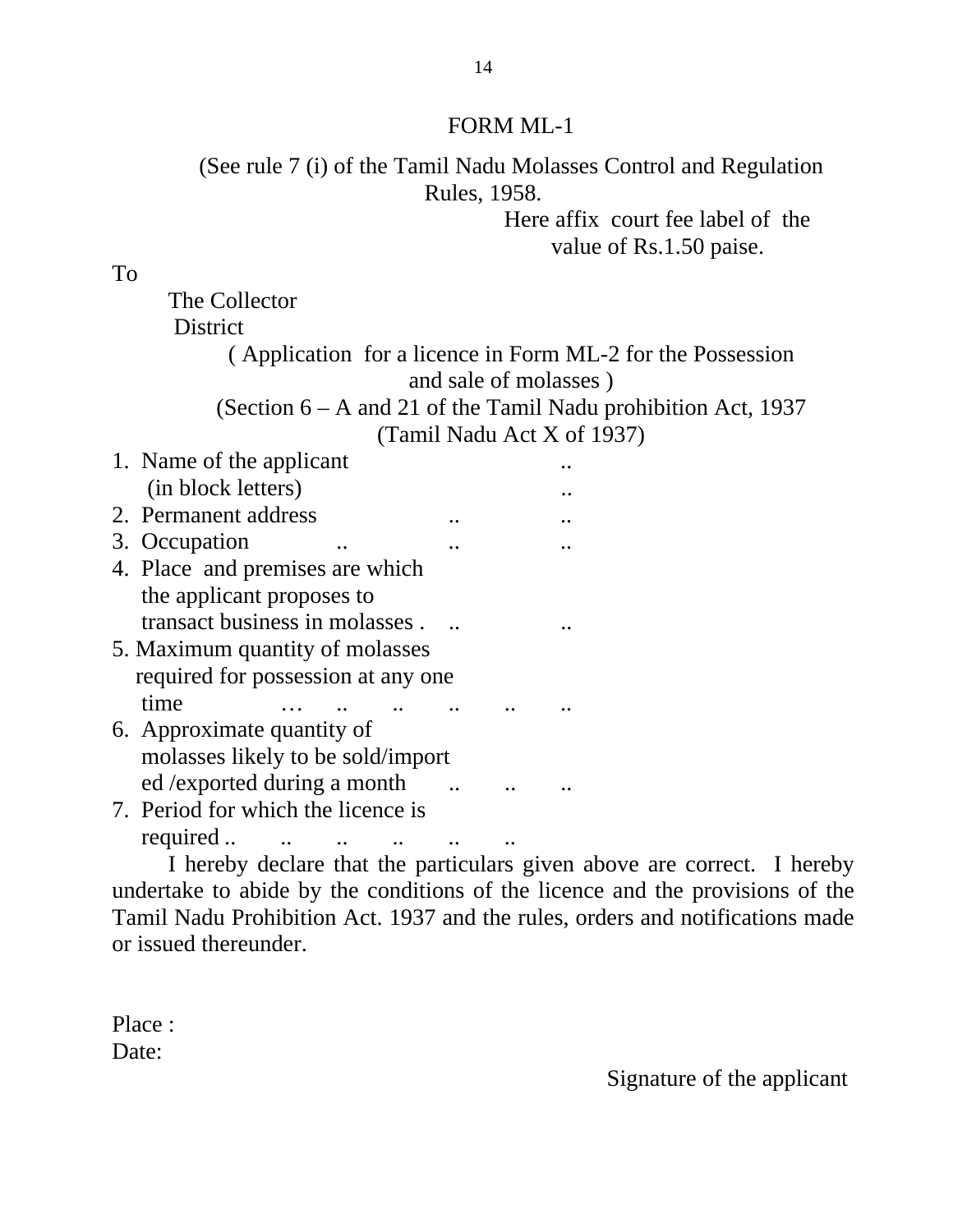# FORM ML-1

(See rule 7 (i) of the Tamil Nadu Molasses Control and Regulation Rules, 1958.

Here affix court fee label of the value of Rs.1.50 paise.

To

The Collector

District

( Application for a licence in Form ML-2 for the Possession and sale of molasses )

(Section 6 – A and 21 of the Tamil Nadu prohibition Act, 1937 (Tamil Nadu Act X of 1937)

1. Name of the applicant (in block letters) .. ..
2. Permanent address .. ..
3. Occupation .. .. ..
4. Place and premises are which the applicant proposes to transact business in molasses . .. ..
5. Maximum quantity of molasses required for possession at any one time … .. .. .. .. ..
6. Approximate quantity of molasses likely to be sold/imported /exported during a month .. .. ..
7. Period for which the licence is required .. .. .. .. .. ..

I hereby declare that the particulars given above are correct. I hereby undertake to abide by the conditions of the licence and the provisions of the Tamil Nadu Prohibition Act. 1937 and the rules, orders and notifications made or issued thereunder.

Place :

Date:

Signature of the applicant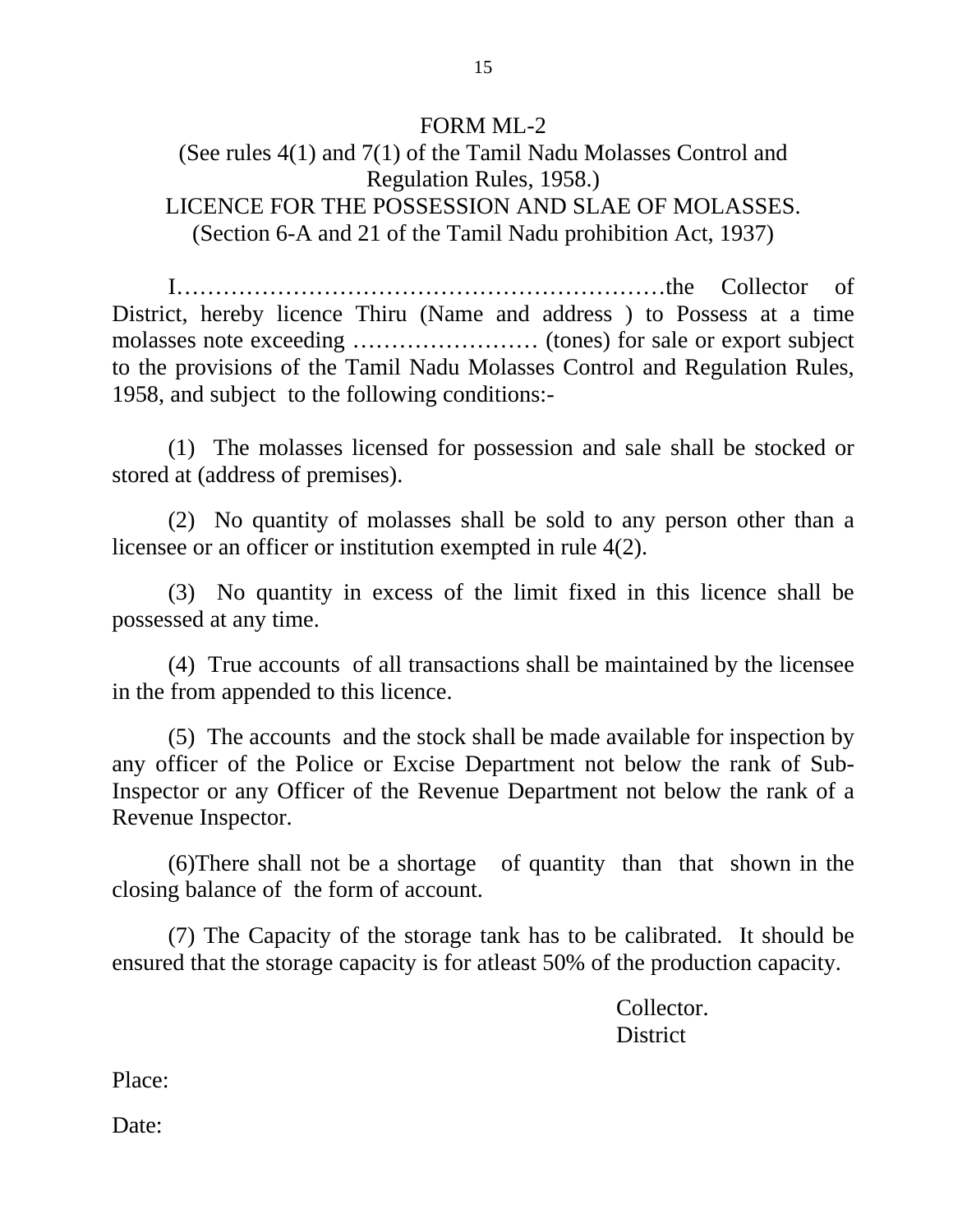# FORM ML-2

(See rules 4(1) and 7(1) of the Tamil Nadu Molasses Control and Regulation Rules, 1958.)

LICENCE FOR THE POSSESSION AND SLAE OF MOLASSES.

(Section 6-A and 21 of the Tamil Nadu prohibition Act, 1937)

I……………………………………………………the Collector of District, hereby licence Thiru (Name and address ) to Possess at a time molasses note exceeding …………………… (tones) for sale or export subject to the provisions of the Tamil Nadu Molasses Control and Regulation Rules, 1958, and subject to the following conditions:-

(1) The molasses licensed for possession and sale shall be stocked or stored at (address of premises).

(2) No quantity of molasses shall be sold to any person other than a licensee or an officer or institution exempted in rule 4(2).

(3) No quantity in excess of the limit fixed in this licence shall be possessed at any time.

(4) True accounts of all transactions shall be maintained by the licensee in the from appended to this licence.

(5) The accounts and the stock shall be made available for inspection by any officer of the Police or Excise Department not below the rank of Sub-Inspector or any Officer of the Revenue Department not below the rank of a Revenue Inspector.

(6)There shall not be a shortage of quantity than that shown in the closing balance of the form of account.

(7) The Capacity of the storage tank has to be calibrated. It should be ensured that the storage capacity is for atleast 50% of the production capacity.

Collector.
District

Place:

Date: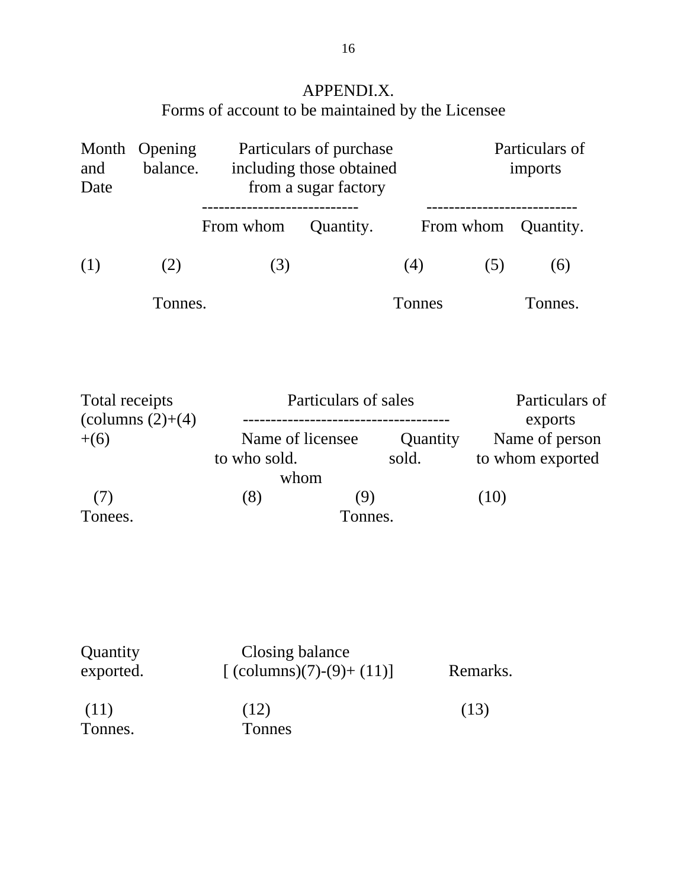# APPENDI.X.

## Forms of account to be maintained by the Licensee

| Month and Date | Opening balance. | Particulars of purchase including those obtained from a sugar factory | | Particulars of imports | |
|---|---|---|---|---|---|
| | | From whom | Quantity. | From whom | Quantity. |
| (1) | (2) | (3) | (4) | (5) | (6) |
| | Tonnes. | | Tonnes | | Tonnes. |

| Total receipts (columns (2)+(4) +(6) | Particulars of sales | | Particulars of exports |
|---|---|---|---|
| | Name of licensee to who sold. whom | Quantity sold. | Name of person to whom exported |
| (7) | (8) | (9) | (10) |
| Tonees. | | Tonnes. | |

| Quantity exported. | Closing balance [ (columns)(7)-(9)+ (11)] | Remarks. |
|---|---|---|
| (11) | (12) | (13) |
| Tonnes. | Tonnes | |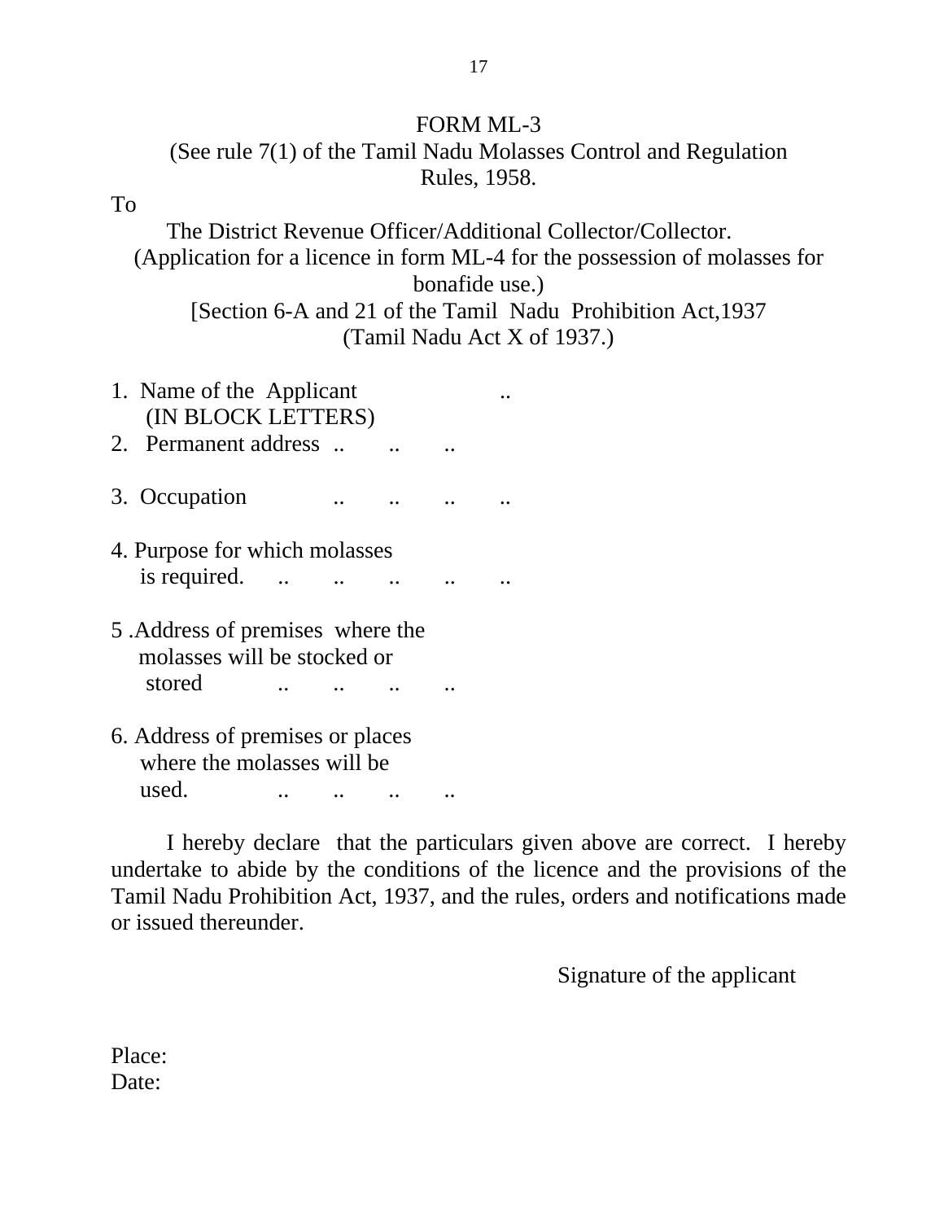# FORM ML-3

(See rule 7(1) of the Tamil Nadu Molasses Control and Regulation Rules, 1958.

To

The District Revenue Officer/Additional Collector/Collector.

(Application for a licence in form ML-4 for the possession of molasses for bonafide use.)

[Section 6-A and 21 of the Tamil Nadu Prohibition Act,1937 (Tamil Nadu Act X of 1937.)

1. Name of the Applicant ..
   (IN BLOCK LETTERS)
2. Permanent address .. .. ..
3. Occupation .. .. .. ..
4. Purpose for which molasses is required. .. .. .. .. ..
5. Address of premises where the molasses will be stocked or stored .. .. .. ..
6. Address of premises or places where the molasses will be used. .. .. .. ..

I hereby declare that the particulars given above are correct. I hereby undertake to abide by the conditions of the licence and the provisions of the Tamil Nadu Prohibition Act, 1937, and the rules, orders and notifications made or issued thereunder.

Signature of the applicant

Place:
Date: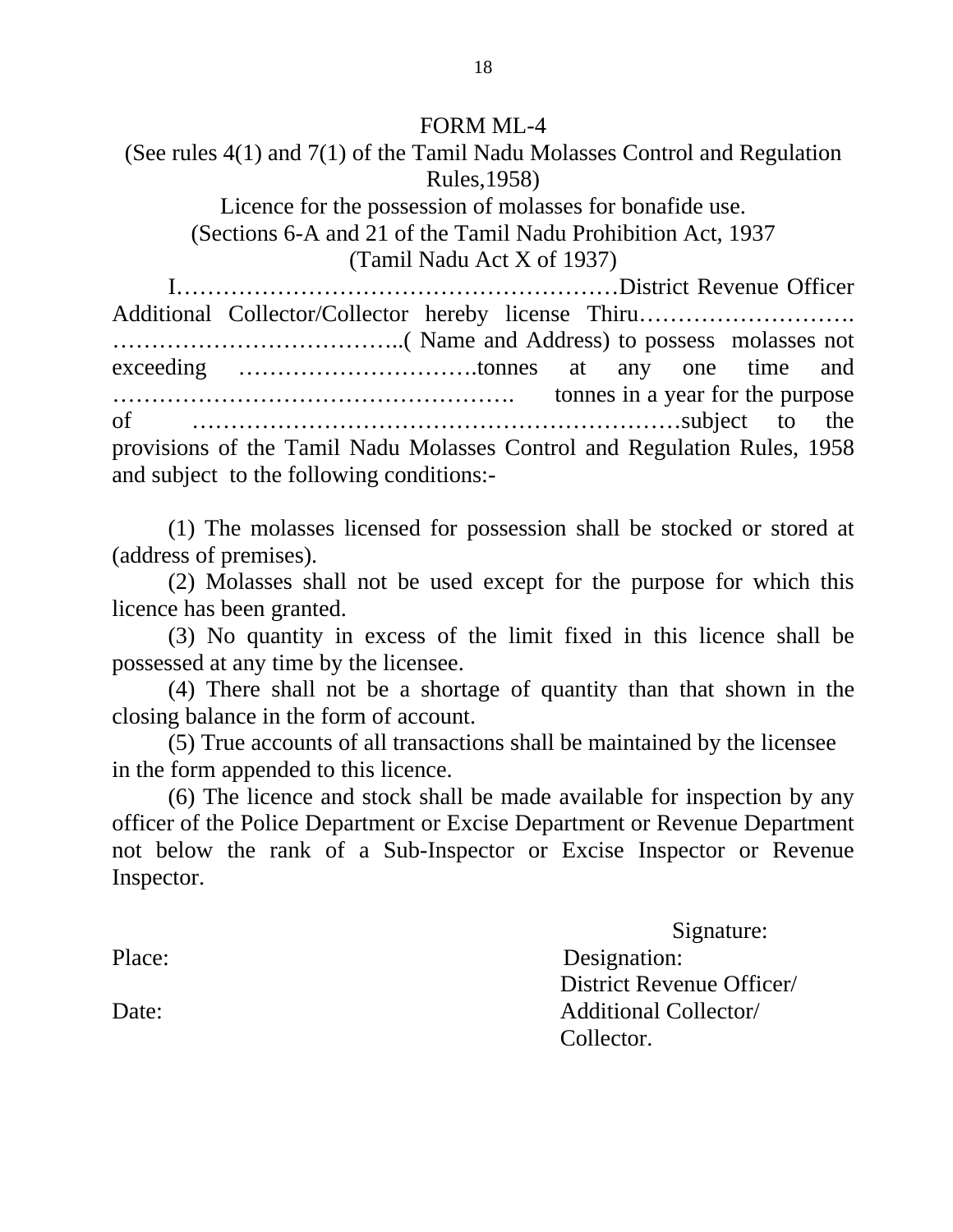# FORM ML-4

(See rules 4(1) and 7(1) of the Tamil Nadu Molasses Control and Regulation Rules,1958)

Licence for the possession of molasses for bonafide use.

(Sections 6-A and 21 of the Tamil Nadu Prohibition Act, 1937 (Tamil Nadu Act X of 1937)

I………………………………………………District Revenue Officer Additional Collector/Collector hereby license Thiru………………………. ………………………………..( Name and Address) to possess molasses not exceeding ………………………….tonnes at any one time and ……………………………………………. tonnes in a year for the purpose of ……………………………………………………subject to the provisions of the Tamil Nadu Molasses Control and Regulation Rules, 1958 and subject to the following conditions:-

(1) The molasses licensed for possession shall be stocked or stored at (address of premises).

(2) Molasses shall not be used except for the purpose for which this licence has been granted.

(3) No quantity in excess of the limit fixed in this licence shall be possessed at any time by the licensee.

(4) There shall not be a shortage of quantity than that shown in the closing balance in the form of account.

(5) True accounts of all transactions shall be maintained by the licensee in the form appended to this licence.

(6) The licence and stock shall be made available for inspection by any officer of the Police Department or Excise Department or Revenue Department not below the rank of a Sub-Inspector or Excise Inspector or Revenue Inspector.

Signature:

Place:

Designation:
District Revenue Officer/
Additional Collector/
Collector.

Date: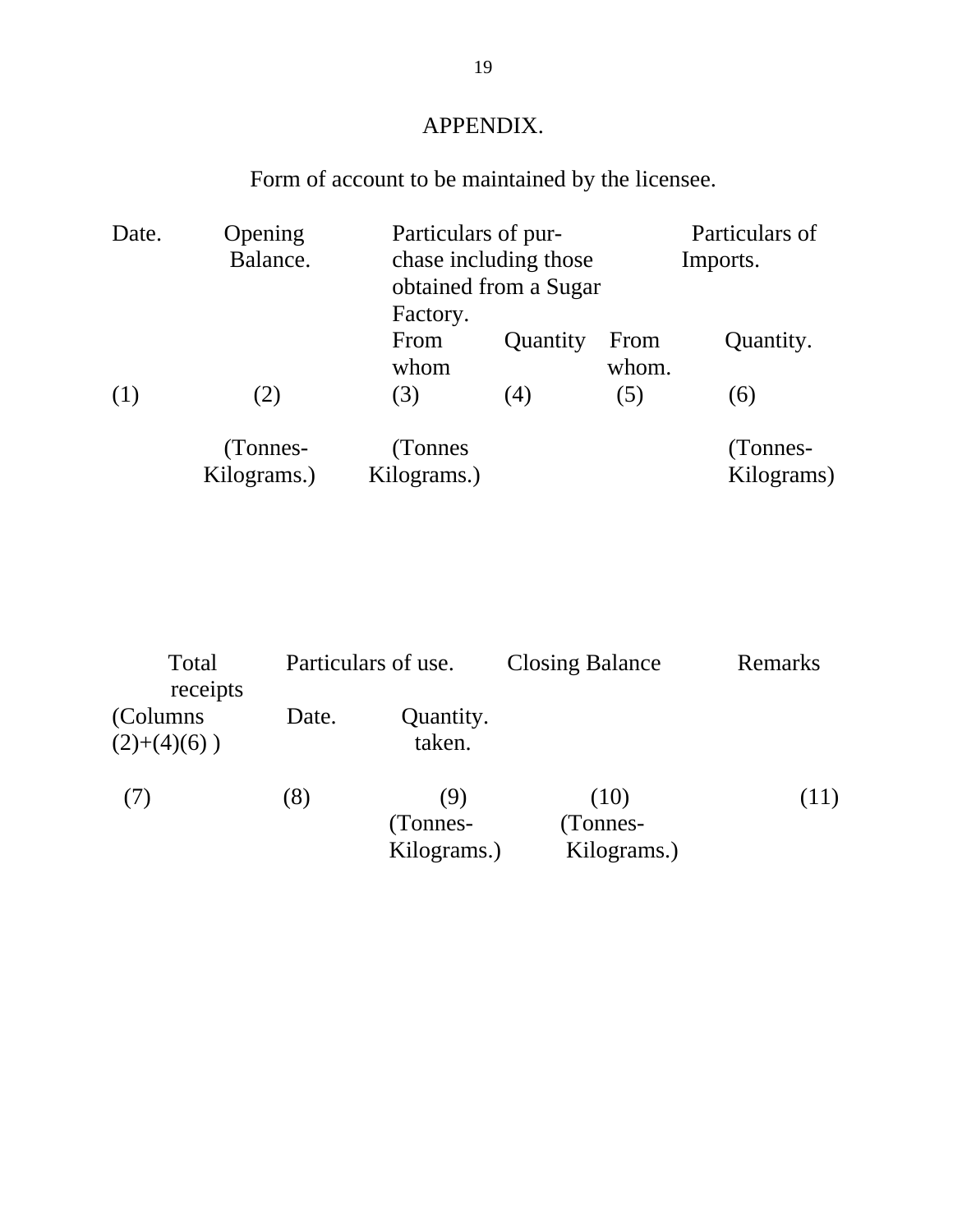# APPENDIX.

Form of account to be maintained by the licensee.

| Date. | Opening Balance. | Particulars of purchase including those obtained from a Sugar Factory. | | Particulars of Imports. | |
|---|---|---|---|---|---|
| | | From whom | Quantity | From whom. | Quantity. |
| (1) | (2) | (3) | (4) | (5) | (6) |
| | (Tonnes-Kilograms.) | (Tonnes Kilograms.) | | | (Tonnes-Kilograms) |

| Total receipts (Columns (2)+(4)(6) ) | Particulars of use. | | Closing Balance | Remarks |
|---|---|---|---|---|
| | Date. | Quantity. taken. | | |
| (7) | (8) | (9) (Tonnes-Kilograms.) | (10) (Tonnes-Kilograms.) | (11) |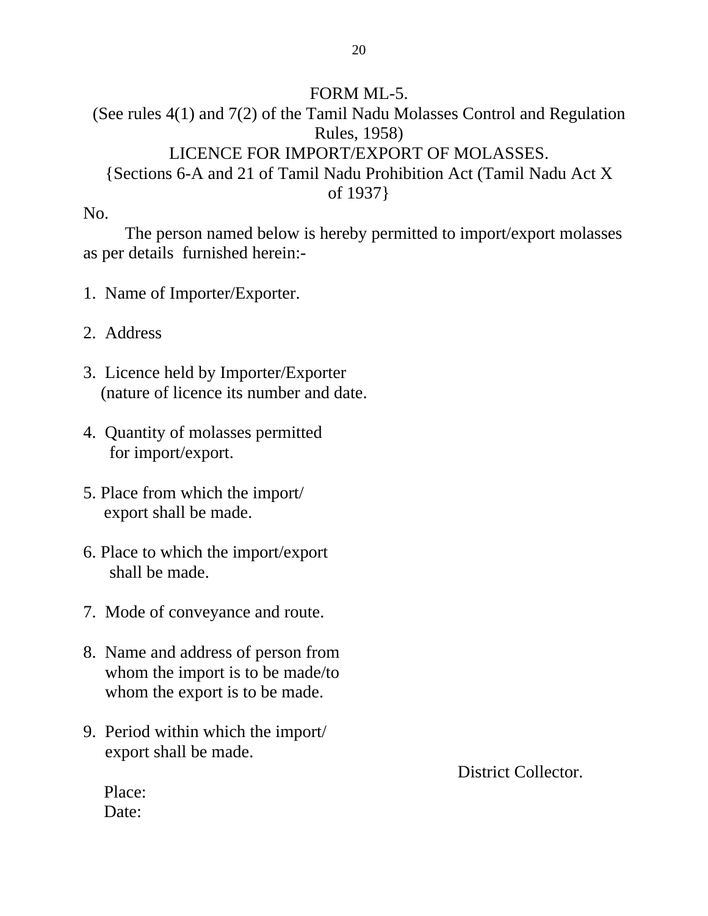# FORM ML-5.

(See rules 4(1) and 7(2) of the Tamil Nadu Molasses Control and Regulation Rules, 1958)

## LICENCE FOR IMPORT/EXPORT OF MOLASSES.

{Sections 6-A and 21 of Tamil Nadu Prohibition Act (Tamil Nadu Act X of 1937}

No.

The person named below is hereby permitted to import/export molasses as per details furnished herein:-

1. Name of Importer/Exporter.

2. Address

3. Licence held by Importer/Exporter (nature of licence its number and date.

4. Quantity of molasses permitted for import/export.

5. Place from which the import/ export shall be made.

6. Place to which the import/export shall be made.

7. Mode of conveyance and route.

8. Name and address of person from whom the import is to be made/to whom the export is to be made.

9. Period within which the import/ export shall be made.

District Collector.

Place:

Date: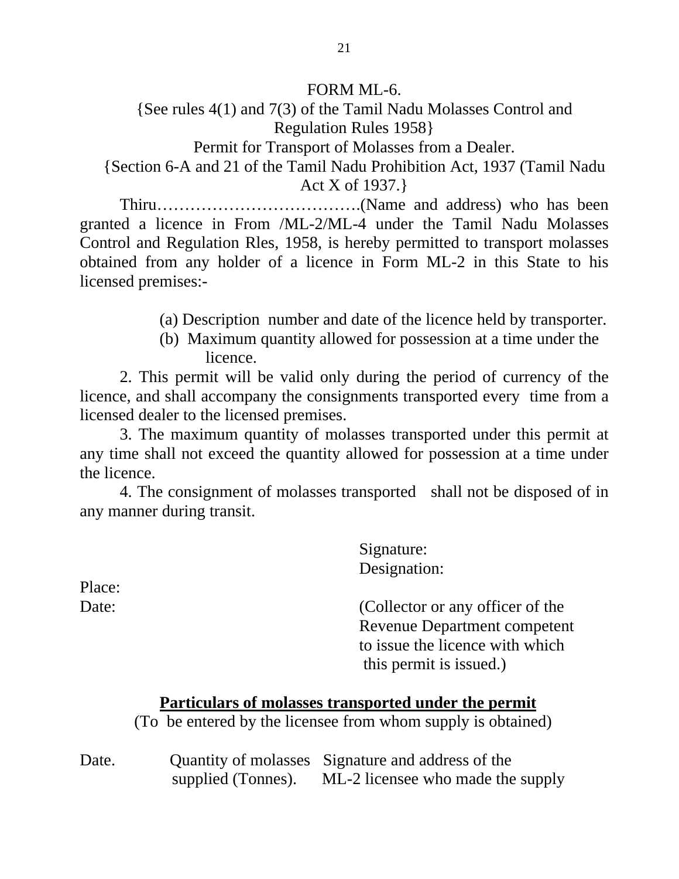# FORM ML-6.

{See rules 4(1) and 7(3) of the Tamil Nadu Molasses Control and Regulation Rules 1958}

Permit for Transport of Molasses from a Dealer.

{Section 6-A and 21 of the Tamil Nadu Prohibition Act, 1937 (Tamil Nadu Act X of 1937.}

Thiru……………………………….(Name and address) who has been granted a licence in From /ML-2/ML-4 under the Tamil Nadu Molasses Control and Regulation Rles, 1958, is hereby permitted to transport molasses obtained from any holder of a licence in Form ML-2 in this State to his licensed premises:-

(a) Description number and date of the licence held by transporter.

(b) Maximum quantity allowed for possession at a time under the licence.

2. This permit will be valid only during the period of currency of the licence, and shall accompany the consignments transported every time from a licensed dealer to the licensed premises.

3. The maximum quantity of molasses transported under this permit at any time shall not exceed the quantity allowed for possession at a time under the licence.

4. The consignment of molasses transported shall not be disposed of in any manner during transit.

Signature:
Designation:

Place:
Date:

(Collector or any officer of the Revenue Department competent to issue the licence with which this permit is issued.)

**Particulars of molasses transported under the permit**

(To be entered by the licensee from whom supply is obtained)

| Date. | Quantity of molasses supplied (Tonnes). | Signature and address of the ML-2 licensee who made the supply |
|---|---|---|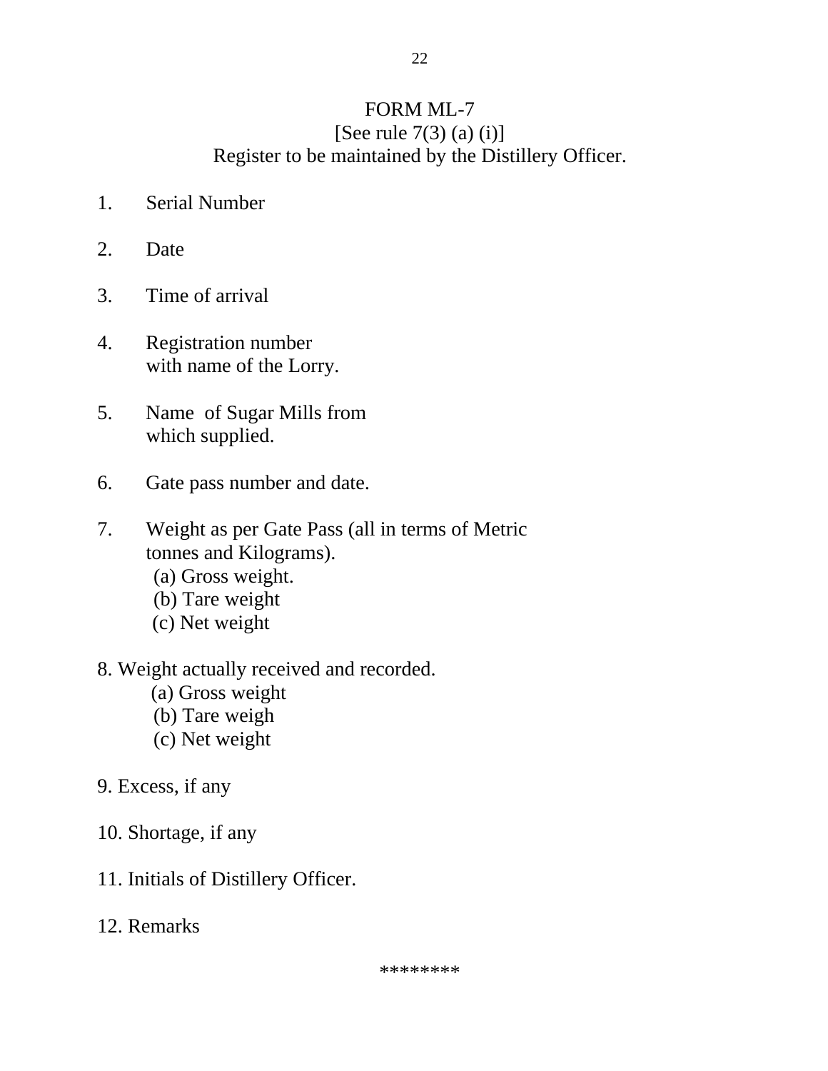# FORM ML-7

[See rule 7(3) (a) (i)]

Register to be maintained by the Distillery Officer.

1. Serial Number

2. Date

3. Time of arrival

4. Registration number with name of the Lorry.

5. Name of Sugar Mills from which supplied.

6. Gate pass number and date.

7. Weight as per Gate Pass (all in terms of Metric tonnes and Kilograms).
   (a) Gross weight.
   (b) Tare weight
   (c) Net weight

8. Weight actually received and recorded.
   (a) Gross weight
   (b) Tare weigh
   (c) Net weight

9. Excess, if any

10. Shortage, if any

11. Initials of Distillery Officer.

12. Remarks

********